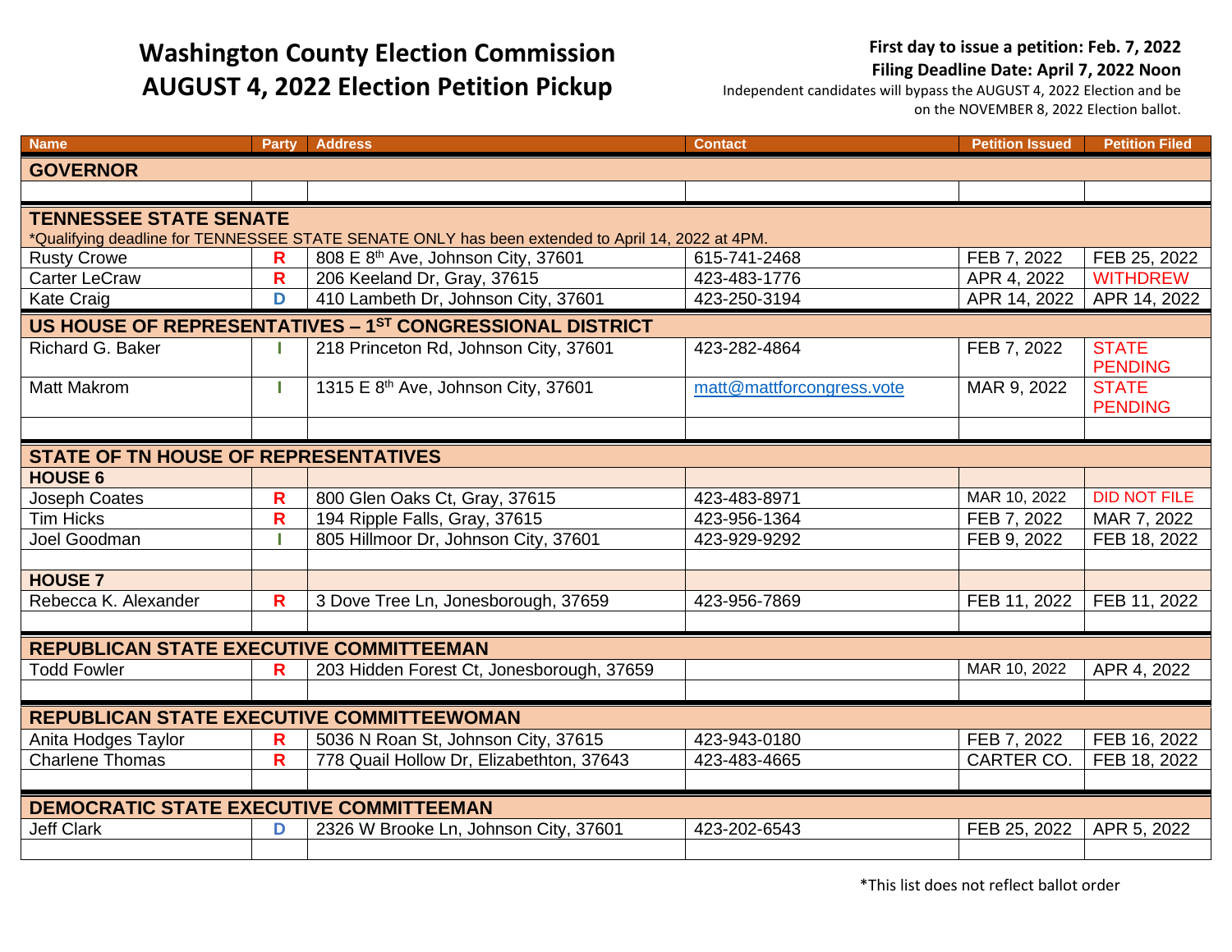# Washington County Election Commission
# AUGUST 4, 2022 Election Petition Pickup

**First day to issue a petition: Feb. 7, 2022**
**Filing Deadline Date: April 7, 2022 Noon**
Independent candidates will bypass the AUGUST 4, 2022 Election and be on the NOVEMBER 8, 2022 Election ballot.

| Name | Party | Address | Contact | Petition Issued | Petition Filed |
|---|---|---|---|---|---|
| **GOVERNOR** | | | | | |
| | | | | | |
| **TENNESSEE STATE SENATE** *Qualifying deadline for TENNESSEE STATE SENATE ONLY has been extended to April 14, 2022 at 4PM. | | | | | |
| Rusty Crowe | R | 808 E 8th Ave, Johnson City, 37601 | 615-741-2468 | FEB 7, 2022 | FEB 25, 2022 |
| Carter LeCraw | R | 206 Keeland Dr, Gray, 37615 | 423-483-1776 | APR 4, 2022 | WITHDREW |
| Kate Craig | D | 410 Lambeth Dr, Johnson City, 37601 | 423-250-3194 | APR 14, 2022 | APR 14, 2022 |
| **US HOUSE OF REPRESENTATIVES – 1ST CONGRESSIONAL DISTRICT** | | | | | |
| Richard G. Baker | I | 218 Princeton Rd, Johnson City, 37601 | 423-282-4864 | FEB 7, 2022 | STATE PENDING |
| Matt Makrom | I | 1315 E 8th Ave, Johnson City, 37601 | matt@mattforcongress.vote | MAR 9, 2022 | STATE PENDING |
| | | | | | |
| **STATE OF TN HOUSE OF REPRESENTATIVES** | | | | | |
| **HOUSE 6** | | | | | |
| Joseph Coates | R | 800 Glen Oaks Ct, Gray, 37615 | 423-483-8971 | MAR 10, 2022 | DID NOT FILE |
| Tim Hicks | R | 194 Ripple Falls, Gray, 37615 | 423-956-1364 | FEB 7, 2022 | MAR 7, 2022 |
| Joel Goodman | I | 805 Hillmoor Dr, Johnson City, 37601 | 423-929-9292 | FEB 9, 2022 | FEB 18, 2022 |
| | | | | | |
| **HOUSE 7** | | | | | |
| Rebecca K. Alexander | R | 3 Dove Tree Ln, Jonesborough, 37659 | 423-956-7869 | FEB 11, 2022 | FEB 11, 2022 |
| | | | | | |
| **REPUBLICAN STATE EXECUTIVE COMMITTEEMAN** | | | | | |
| Todd Fowler | R | 203 Hidden Forest Ct, Jonesborough, 37659 | | MAR 10, 2022 | APR 4, 2022 |
| | | | | | |
| **REPUBLICAN STATE EXECUTIVE COMMITTEEWOMAN** | | | | | |
| Anita Hodges Taylor | R | 5036 N Roan St, Johnson City, 37615 | 423-943-0180 | FEB 7, 2022 | FEB 16, 2022 |
| Charlene Thomas | R | 778 Quail Hollow Dr, Elizabethton, 37643 | 423-483-4665 | CARTER CO. | FEB 18, 2022 |
| | | | | | |
| **DEMOCRATIC STATE EXECUTIVE COMMITTEEMAN** | | | | | |
| Jeff Clark | D | 2326 W Brooke Ln, Johnson City, 37601 | 423-202-6543 | FEB 25, 2022 | APR 5, 2022 |
| | | | | | |

*This list does not reflect ballot order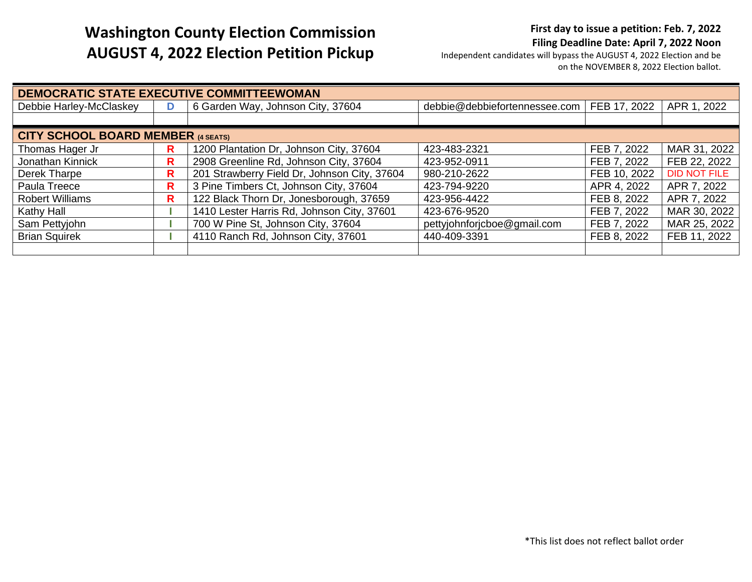# Washington County Election Commission
# AUGUST 4, 2022 Election Petition Pickup

**First day to issue a petition: Feb. 7, 2022**
**Filing Deadline Date: April 7, 2022 Noon**
Independent candidates will bypass the AUGUST 4, 2022 Election and be on the NOVEMBER 8, 2022 Election ballot.

| | | | | | |
|---|---|---|---|---|---|
| **DEMOCRATIC STATE EXECUTIVE COMMITTEEWOMAN** | | | | | |
| Debbie Harley-McClaskey | D | 6 Garden Way, Johnson City, 37604 | debbie@debbiefortennessee.com | FEB 17, 2022 | APR 1, 2022 |
| | | | | | |
| **CITY SCHOOL BOARD MEMBER (4 SEATS)** | | | | | |
| Thomas Hager Jr | R | 1200 Plantation Dr, Johnson City, 37604 | 423-483-2321 | FEB 7, 2022 | MAR 31, 2022 |
| Jonathan Kinnick | R | 2908 Greenline Rd, Johnson City, 37604 | 423-952-0911 | FEB 7, 2022 | FEB 22, 2022 |
| Derek Tharpe | R | 201 Strawberry Field Dr, Johnson City, 37604 | 980-210-2622 | FEB 10, 2022 | DID NOT FILE |
| Paula Treece | R | 3 Pine Timbers Ct, Johnson City, 37604 | 423-794-9220 | APR 4, 2022 | APR 7, 2022 |
| Robert Williams | R | 122 Black Thorn Dr, Jonesborough, 37659 | 423-956-4422 | FEB 8, 2022 | APR 7, 2022 |
| Kathy Hall | I | 1410 Lester Harris Rd, Johnson City, 37601 | 423-676-9520 | FEB 7, 2022 | MAR 30, 2022 |
| Sam Pettyjohn | I | 700 W Pine St, Johnson City, 37604 | pettyjohnforjcboe@gmail.com | FEB 7, 2022 | MAR 25, 2022 |
| Brian Squirek | I | 4110 Ranch Rd, Johnson City, 37601 | 440-409-3391 | FEB 8, 2022 | FEB 11, 2022 |
| | | | | | |

*This list does not reflect ballot order